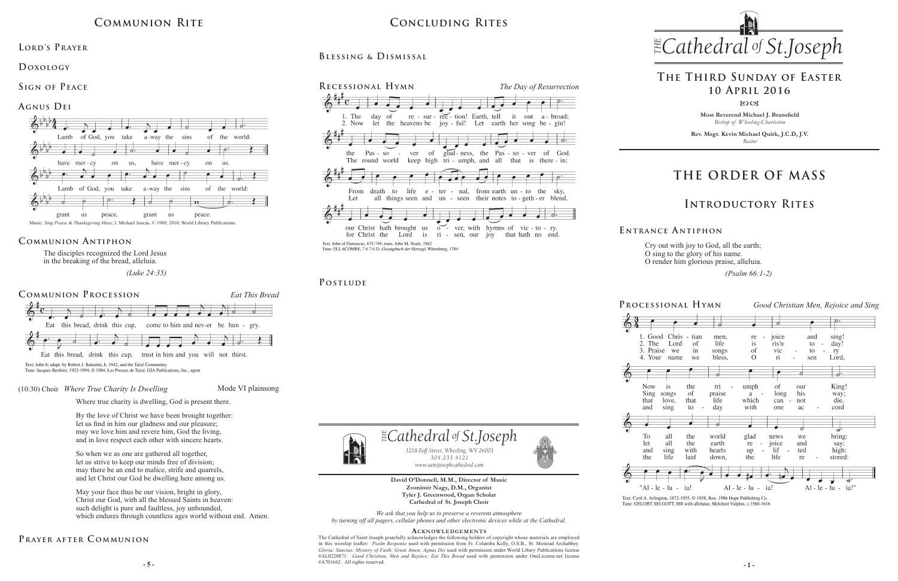## Communion Rite

### Lord's Prayer

### Doxology

### Sign of Peace

### Agnus Dei

Lamb of God, you take away the sins of the world: have mercy on us, have mercy on us.
Lamb of God, you take away the sins of the world: grant us peace, grant us peace.

Music: *Sing Praise & Thanksgiving Mass*; J. Michael Joncas, © 1989, 2010, World Library Publications.

### Communion Antiphon

The disciples recognized the Lord Jesus
in the breaking of the bread, alleluia.

*(Luke 24:35)*

### Communion Procession

*Eat This Bread*

Eat this bread, drink this cup, come to him and nev-er be hun - gry.
Eat this bread, drink this cup, trust in him and you will not thirst.

Text: John 6; adapt. by Robert J. Batastini, b. 1942, and the Taizé Community
Tune: Jacques Berthier, 1923-1994, © 1984, Les Presses de Taizé, GIA Publications, Inc., agent

(10:30) Choir *Where True Charity Is Dwelling* — Mode VI plainsong

Where true charity is dwelling, God is present there.

By the love of Christ we have been brought together:
let us find in him our gladness and our pleasure;
may we love him and revere him, God the living,
and in love respect each other with sincere hearts.

So when we as one are gathered all together,
let us strive to keep our minds free of division;
may there be an end to malice, strife and quarrels,
and let Christ our God be dwelling here among us.

May your face thus be our vision, bright in glory,
Christ our God, with all the blessed Saints in heaven:
such delight is pure and faultless, joy unbounded,
which endures through countless ages world without end. Amen.

### Prayer after Communion

## Concluding Rites

### Blessing & Dismissal

### Recessional Hymn

*The Day of Resurrection*

1. The day of re - sur - rec - tion! Earth, tell it out a - broad; the Pas - so - ver of glad - ness, the Pas - so - ver of God. From death to life e - ter - nal, from earth un - to the sky, our Christ hath brought us o - ver, with hymns of vic - to - ry.

2. Now let the heavens be joy - ful! Let earth her song be - gin! The round world keep high tri - umph, and all that is there - in; Let all things seen and un - seen their notes to - geth - er blend, for Christ the Lord is ri - sen, our joy that hath no end.

Text: John of Damascus, 675-749; trans. John M. Neale, 1862
Tune: ELLACOMBE, 7 6 7 6 D; *Gesangbuch der Herzogl*, Wirtemberg, 1784

### Postlude

**The Cathedral of St. Joseph**

*1218 Eoff Street, Wheeling, WV 26003*
*304.233.4121*
*www.saintjosephcathedral.com*

**David O'Donnell, M.M., Director of Music**
**Zvonimir Nagy, D.M., Organist**
**Tyler J. Greenwood, Organ Scholar**
**Cathedral of St. Joseph Choir**

*We ask that you help us to preserve a reverent atmosphere by turning off all pagers, cellular phones and other electronic devices while at the Cathedral.*

**Acknowledgements**

The Cathedral of Saint Joseph gratefully acknowledges the following holders of copyright whose materials are employed in this worship leaflet: *Psalm Response* used with permission from Fr. Columba Kelly, O.S.B., St. Meinrad Archabbey. *Gloria; Sanctus; Mystery of Faith; Great Amen; Agnus Dei* used with permission under World Libary Publications license #AL0220871. *Good Christian, Men and Rejoice; Eat This Bread* used with permission under OneLicense.net license #A701662. All rights reserved.

# The Cathedral of St. Joseph

## The Third Sunday of Easter
## 10 April 2016

**Most Reverend Michael J. Bransfield**
*Bishop of Wheeling-Charleston*

**Rev. Msgr. Kevin Michael Quirk, J.C.D, J.V.**
*Rector*

# The Order of Mass

## Introductory Rites

### Entrance Antiphon

Cry out with joy to God, all the earth;
O sing to the glory of his name.
O render him glorious praise, alleluia.

*(Psalm 66:1-2)*

### Processional Hymn

*Good Christian Men, Rejoice and Sing*

1. Good Chris - tian men, re - joice and sing! Now is the tri - umph of our King! To all the world glad news we bring: "Al - le - lu - ia! Al - le - lu - ia! Al - le - lu - ia!"
2. The Lord of life is ris'n to - day! Sing songs of praise a - long his way; let all the earth re - joice and say:
3. Praise we in songs of vic - to - ry that love, that life which can - not die, and sing with hearts up - lif - ted high:
4. Your name we bless, O ri - sen Lord, and sing to - day with one ac - cord the life laid down, the life re - stored:

Text: Cyril A. Arlington, 1872-1955, © 1958, Ren. 1986 Hope Publishing Co.
Tune: GELOBT SEI GOTT, 888 with alleluias; Melchoir Vulpius, c.1560-1616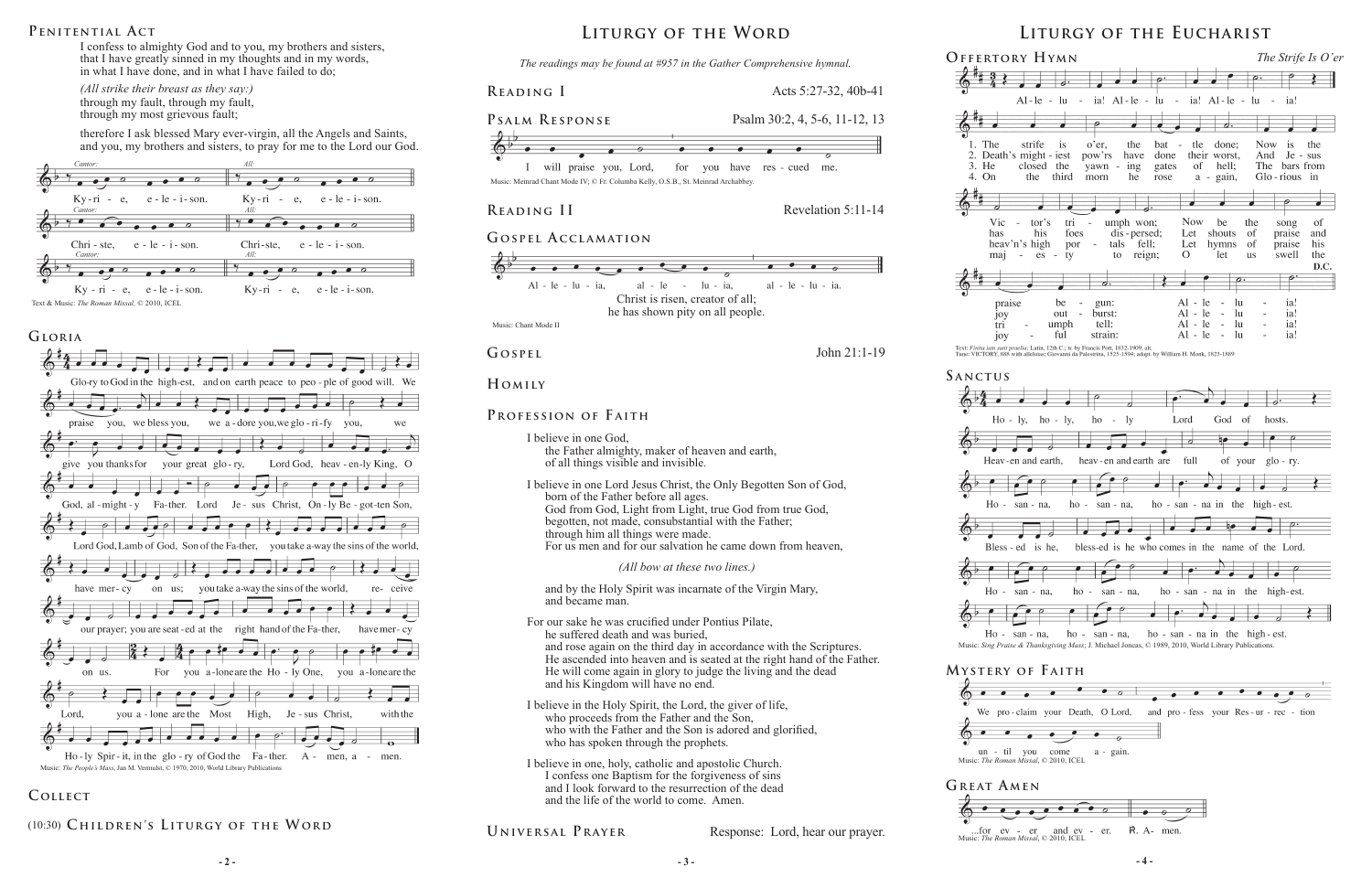## Penitential Act

I confess to almighty God and to you, my brothers and sisters,
that I have greatly sinned in my thoughts and in my words,
in what I have done, and in what I have failed to do;

*(All strike their breast as they say:)*
through my fault, through my fault,
through my most grievous fault;

therefore I ask blessed Mary ever-virgin, all the Angels and Saints,
and you, my brothers and sisters, to pray for me to the Lord our God.

Cantor: Ky - ri - e, e - le - i - son. All: Ky - ri - e, e - le - i - son.
Cantor: Chri - ste, e - le - i - son. All: Chri - ste, e - le - i - son.
Cantor: Ky - ri - e, e - le - i - son. All: Ky - ri - e, e - le - i - son.

Text & Music: *The Roman Missal*, © 2010, ICEL

## Gloria

Glo-ry to God in the high-est, and on earth peace to peo - ple of good will. We praise you, we bless you, we a - dore you, we glo - ri - fy you, we give you thanks for your great glo - ry, Lord God, heav - en - ly King, O God, al - might - y Fa - ther. Lord Je - sus Christ, On - ly Be - got - ten Son, Lord God, Lamb of God, Son of the Fa - ther, you take a - way the sins of the world, have mer - cy on us; you take a - way the sins of the world, re - ceive our prayer; you are seat - ed at the right hand of the Fa - ther, have mer - cy on us. For you a - lone are the Ho - ly One, you a - lone are the Lord, you a - lone are the Most High, Je - sus Christ, with the Ho - ly Spir - it, in the glo - ry of God the Fa - ther. A - men, a - men.

Music: *The People's Mass*, Jan M. Vermulst, © 1970, 2010, World Library Publications

## Collect

## (10:30) Children's Liturgy of the Word

# Liturgy of the Word

*The readings may be found at #957 in the Gather Comprehensive hymnal.*

## Reading I

Acts 5:27-32, 40b-41

## Psalm Response

Psalm 30:2, 4, 5-6, 11-12, 13

I will praise you, Lord, for you have res - cued me.

Music: Meinrad Chant Mode IV; © Fr. Columba Kelly, O.S.B., St. Meinrad Archabbey.

## Reading II

Revelation 5:11-14

## Gospel Acclamation

Al - le - lu - ia, al - le - lu - ia, al - le - lu - ia.

Christ is risen, creator of all;
he has shown pity on all people.

Music: Chant Mode II

## Gospel

John 21:1-19

## Homily

## Profession of Faith

I believe in one God,
the Father almighty, maker of heaven and earth,
of all things visible and invisible.

I believe in one Lord Jesus Christ, the Only Begotten Son of God,
born of the Father before all ages.
God from God, Light from Light, true God from true God,
begotten, not made, consubstantial with the Father;
through him all things were made.
For us men and for our salvation he came down from heaven,

*(All bow at these two lines.)*

and by the Holy Spirit was incarnate of the Virgin Mary,
and became man.

For our sake he was crucified under Pontius Pilate,
he suffered death and was buried,
and rose again on the third day in accordance with the Scriptures.
He ascended into heaven and is seated at the right hand of the Father.
He will come again in glory to judge the living and the dead
and his Kingdom will have no end.

I believe in the Holy Spirit, the Lord, the giver of life,
who proceeds from the Father and the Son,
who with the Father and the Son is adored and glorified,
who has spoken through the prophets.

I believe in one, holy, catholic and apostolic Church.
I confess one Baptism for the forgiveness of sins
and I look forward to the resurrection of the dead
and the life of the world to come. Amen.

## Universal Prayer

Response: Lord, hear our prayer.

# Liturgy of the Eucharist

## Offertory Hymn

*The Strife Is O'er*

Al - le - lu - ia! Al - le - lu - ia! Al - le - lu - ia!

1. The strife is o'er, the bat - tle done; Now is the Vic - tor's tri - umph won; Now be the song of praise be - gun: Al - le - lu - ia!
2. Death's might - iest pow'rs have done their worst, And Je - sus has his foes dis - persed; Let shouts of praise and joy out - burst: Al - le - lu - ia!
3. He closed the yawn - ing gates of hell; The bars from heav'n's high por - tals fell; Let hymns of praise his tri - umph tell: Al - le - lu - ia!
4. On the third morn he rose a - gain, Glo - rious in maj - es - ty to reign; O let us swell the joy - ful strain: Al - le - lu - ia!

D.C.

Text: *Finita iam sunt praelia*; Latin, 12th C.; tr. by Francis Pott, 1832-1909, alt.
Tune: VICTORY, 888 with alleluias; Giovanni da Palestrina, 1525-1594; adapt. by William H. Monk, 1823-1889

## Sanctus

Ho - ly, ho - ly, ho - ly Lord God of hosts.
Heav - en and earth, heav - en and earth are full of your glo - ry.
Ho - san - na, ho - san - na, ho - san - na in the high - est.
Bless - ed is he, bless - ed is he who comes in the name of the Lord.
Ho - san - na, ho - san - na, ho - san - na in the high - est.
Ho - san - na, ho - san - na, ho - san - na in the high - est.

Music: *Sing Praise & Thanksgiving Mass*; J. Michael Joncas, © 1989, 2010, World Library Publications.

## Mystery of Faith

We pro - claim your Death, O Lord, and pro - fess your Res - ur - rec - tion un - til you come a - gain.

Music: *The Roman Missal*, © 2010, ICEL

## Great Amen

...for ev - er and ev - er. ℟. A - men.

Music: *The Roman Missal*, © 2010, ICEL